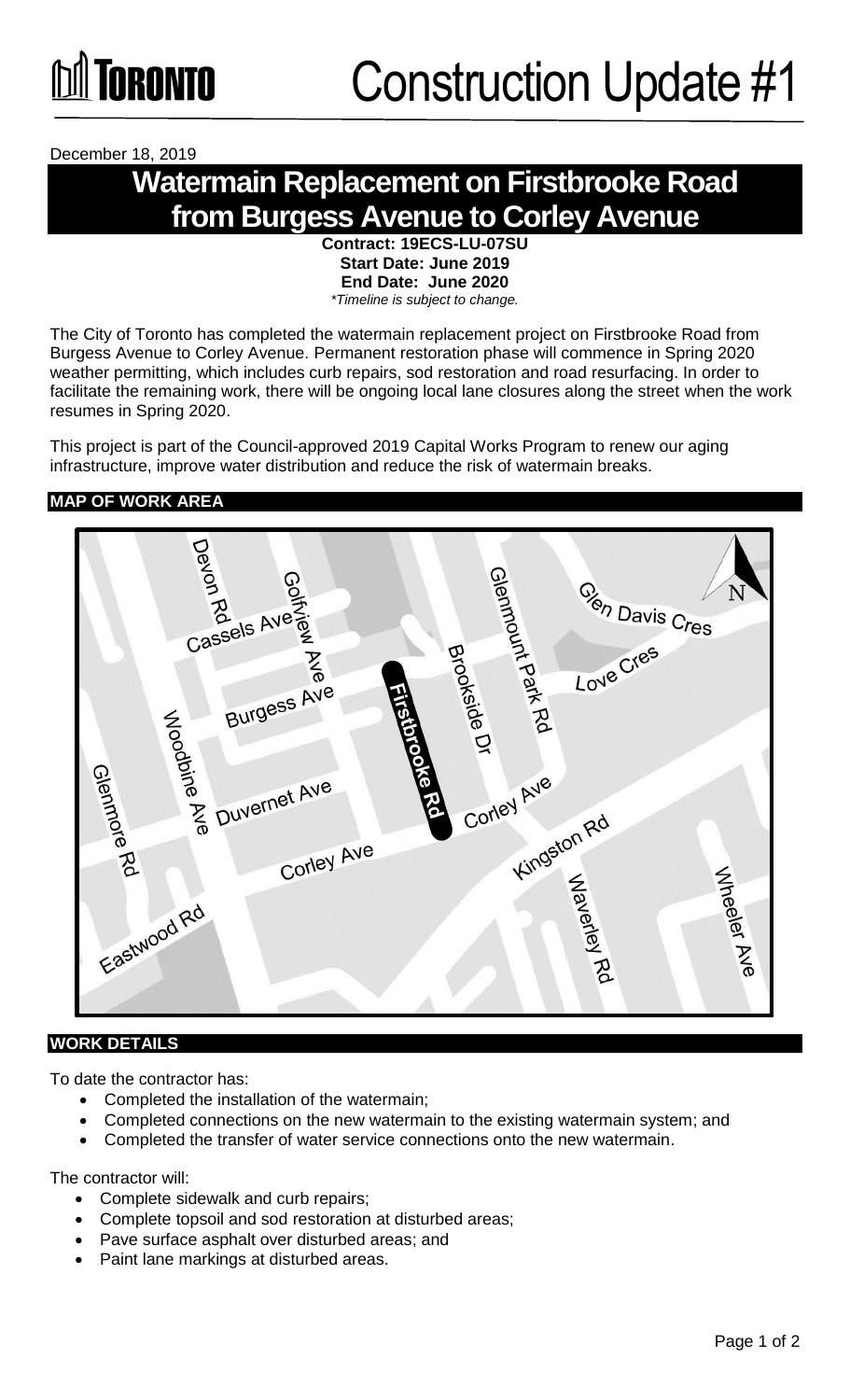**TORONTO**

# Construction Update #1

December 18, 2019

## Watermain Replacement on Firstbrooke Road from Burgess Avenue to Corley Avenue

**Contract: 19ECS-LU-07SU**
**Start Date: June 2019**
**End Date: June 2020**
*\*Timeline is subject to change.*

The City of Toronto has completed the watermain replacement project on Firstbrooke Road from Burgess Avenue to Corley Avenue. Permanent restoration phase will commence in Spring 2020 weather permitting, which includes curb repairs, sod restoration and road resurfacing. In order to facilitate the remaining work, there will be ongoing local lane closures along the street when the work resumes in Spring 2020.

This project is part of the Council-approved 2019 Capital Works Program to renew our aging infrastructure, improve water distribution and reduce the risk of watermain breaks.

### MAP OF WORK AREA

Devon Rd, Golfview Ave, Cassels Ave, Burgess Ave, Firstbrooke Rd, Brookside Dr, Glenmount Park Rd, Glen Davis Cres, Love Cres, Woodbine Ave, Duvernet Ave, Corley Ave, Kingston Rd, Glenmore Rd, Eastwood Rd, Waverley Rd, Wheeler Ave, N

### WORK DETAILS

To date the contractor has:

- Completed the installation of the watermain;
- Completed connections on the new watermain to the existing watermain system; and
- Completed the transfer of water service connections onto the new watermain.

The contractor will:

- Complete sidewalk and curb repairs;
- Complete topsoil and sod restoration at disturbed areas;
- Pave surface asphalt over disturbed areas; and
- Paint lane markings at disturbed areas.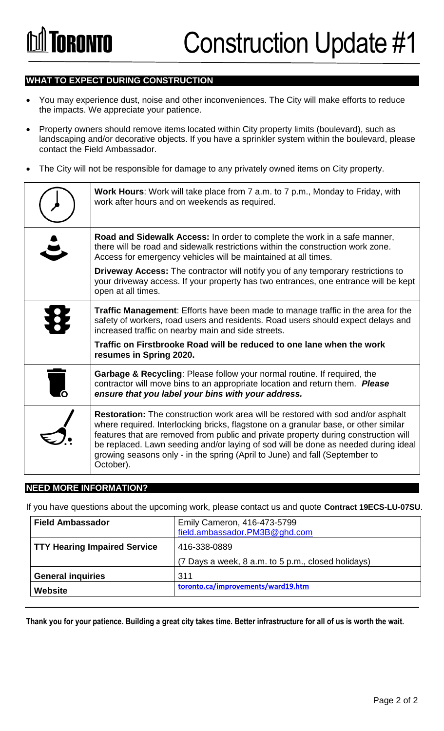# Toronto

# Construction Update #1

## WHAT TO EXPECT DURING CONSTRUCTION

- You may experience dust, noise and other inconveniences. The City will make efforts to reduce the impacts. We appreciate your patience.
- Property owners should remove items located within City property limits (boulevard), such as landscaping and/or decorative objects. If you have a sprinkler system within the boulevard, please contact the Field Ambassador.
- The City will not be responsible for damage to any privately owned items on City property.

| | |
|---|---|
| | **Work Hours**: Work will take place from 7 a.m. to 7 p.m., Monday to Friday, with work after hours and on weekends as required. |
| | **Road and Sidewalk Access:** In order to complete the work in a safe manner, there will be road and sidewalk restrictions within the construction work zone. Access for emergency vehicles will be maintained at all times.<br><br>**Driveway Access:** The contractor will notify you of any temporary restrictions to your driveway access. If your property has two entrances, one entrance will be kept open at all times. |
| | **Traffic Management**: Efforts have been made to manage traffic in the area for the safety of workers, road users and residents. Road users should expect delays and increased traffic on nearby main and side streets.<br><br>**Traffic on Firstbrooke Road will be reduced to one lane when the work resumes in Spring 2020.** |
| | **Garbage & Recycling**: Please follow your normal routine. If required, the contractor will move bins to an appropriate location and return them. ***Please ensure that you label your bins with your address.*** |
| | **Restoration:** The construction work area will be restored with sod and/or asphalt where required. Interlocking bricks, flagstone on a granular base, or other similar features that are removed from public and private property during construction will be replaced. Lawn seeding and/or laying of sod will be done as needed during ideal growing seasons only - in the spring (April to June) and fall (September to October). |

## NEED MORE INFORMATION?

If you have questions about the upcoming work, please contact us and quote **Contract 19ECS-LU-07SU**.

| | |
|---|---|
| **Field Ambassador** | Emily Cameron, 416-473-5799<br>field.ambassador.PM3B@ghd.com |
| **TTY Hearing Impaired Service** | 416-338-0889<br>(7 Days a week, 8 a.m. to 5 p.m., closed holidays) |
| **General inquiries** | 311 |
| **Website** | toronto.ca/improvements/ward19.htm |

**Thank you for your patience. Building a great city takes time. Better infrastructure for all of us is worth the wait.**